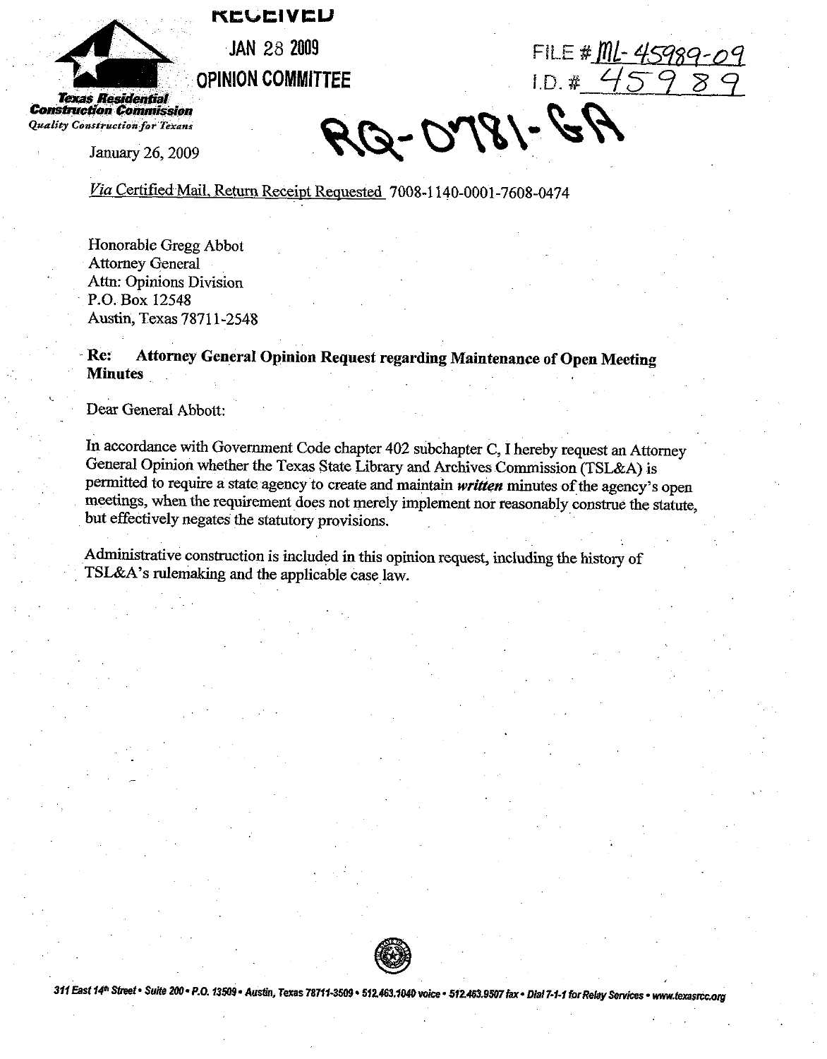**Texas Residential Construction Commission**
*Quality Construction for Texans*

RECEIVED
JAN 28 2009
OPINION COMMITTEE

FILE # ML-45989-09
I.D. # 45989

RQ-0781-GA

January 26, 2009

*Via* Certified Mail, Return Receipt Requested 7008-1140-0001-7608-0474

Honorable Gregg Abbot
Attorney General
Attn: Opinions Division
P.O. Box 12548
Austin, Texas 78711-2548

**Re: Attorney General Opinion Request regarding Maintenance of Open Meeting Minutes**

Dear General Abbott:

In accordance with Government Code chapter 402 subchapter C, I hereby request an Attorney General Opinion whether the Texas State Library and Archives Commission (TSL&A) is permitted to require a state agency to create and maintain ***written*** minutes of the agency's open meetings, when the requirement does not merely implement nor reasonably construe the statute, but effectively negates the statutory provisions.

Administrative construction is included in this opinion request, including the history of TSL&A's rulemaking and the applicable case law.

311 East 14th Street • Suite 200 • P.O. 13509 • Austin, Texas 78711-3509 • 512.463.1040 voice • 512.463.9507 fax • Dial 7-1-1 for Relay Services • www.texasrcc.org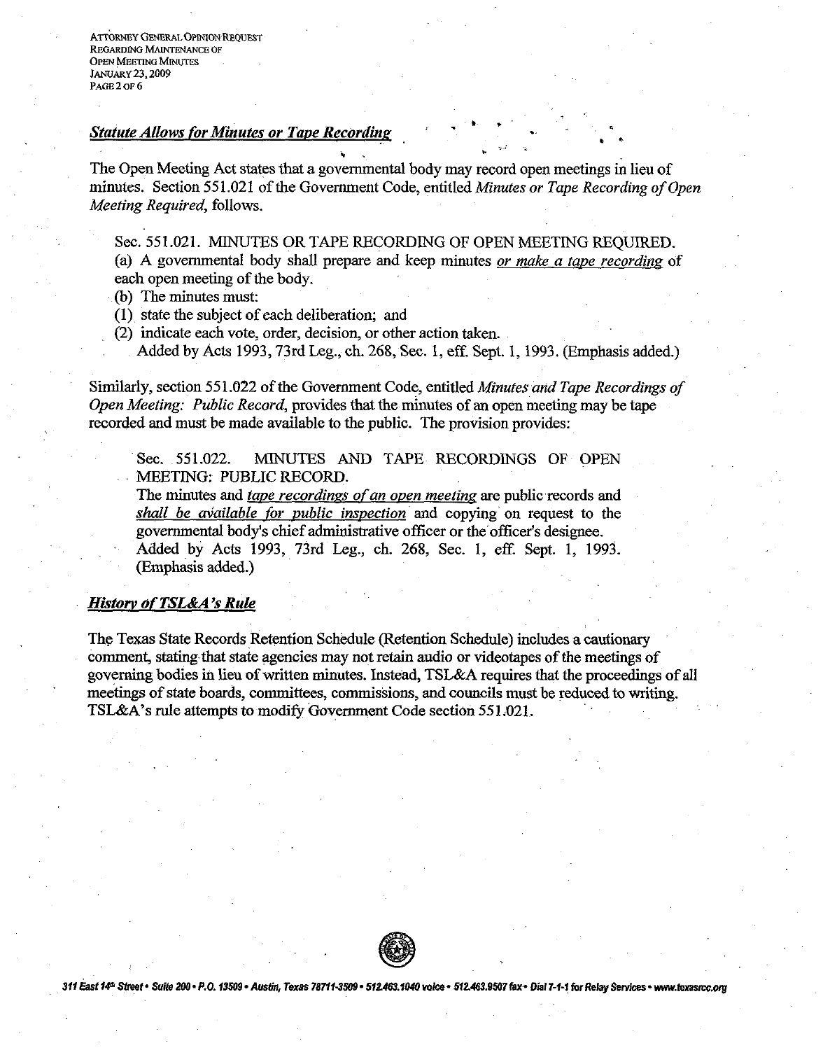### ***Statute Allows for Minutes or Tape Recording***

The Open Meeting Act states that a governmental body may record open meetings in lieu of minutes. Section 551.021 of the Government Code, entitled *Minutes or Tape Recording of Open Meeting Required*, follows.

> Sec. 551.021. MINUTES OR TAPE RECORDING OF OPEN MEETING REQUIRED.
> (a) A governmental body shall prepare and keep minutes *or make a tape recording* of each open meeting of the body.
> (b) The minutes must:
> (1) state the subject of each deliberation; and
> (2) indicate each vote, order, decision, or other action taken.
> Added by Acts 1993, 73rd Leg., ch. 268, Sec. 1, eff. Sept. 1, 1993. (Emphasis added.)

Similarly, section 551.022 of the Government Code, entitled *Minutes and Tape Recordings of Open Meeting: Public Record*, provides that the minutes of an open meeting may be tape recorded and must be made available to the public. The provision provides:

> Sec. 551.022. MINUTES AND TAPE RECORDINGS OF OPEN MEETING: PUBLIC RECORD.
> The minutes and *tape recordings of an open meeting* are public records and *shall be available for public inspection* and copying on request to the governmental body's chief administrative officer or the officer's designee.
> Added by Acts 1993, 73rd Leg., ch. 268, Sec. 1, eff. Sept. 1, 1993. (Emphasis added.)

### ***History of TSL&A's Rule***

The Texas State Records Retention Schedule (Retention Schedule) includes a cautionary comment, stating that state agencies may not retain audio or videotapes of the meetings of governing bodies in lieu of written minutes. Instead, TSL&A requires that the proceedings of all meetings of state boards, committees, commissions, and councils must be reduced to writing. TSL&A's rule attempts to modify Government Code section 551.021.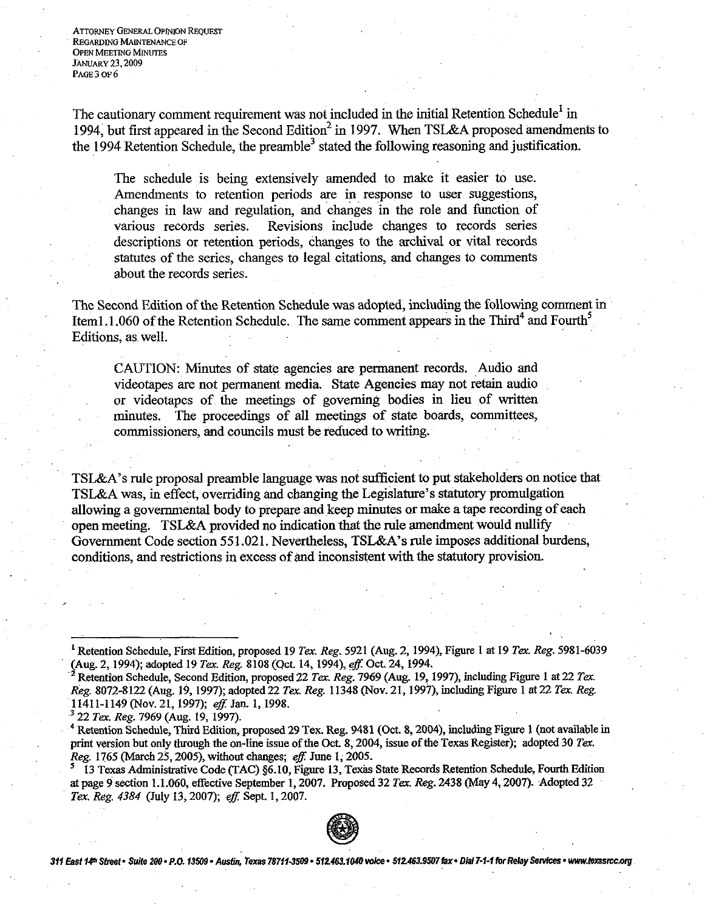The cautionary comment requirement was not included in the initial Retention Schedule[1] in 1994, but first appeared in the Second Edition[2] in 1997. When TSL&A proposed amendments to the 1994 Retention Schedule, the preamble[3] stated the following reasoning and justification.

> The schedule is being extensively amended to make it easier to use. Amendments to retention periods are in response to user suggestions, changes in law and regulation, and changes in the role and function of various records series. Revisions include changes to records series descriptions or retention periods, changes to the archival or vital records statutes of the series, changes to legal citations, and changes to comments about the records series.

The Second Edition of the Retention Schedule was adopted, including the following comment in Item1.1.060 of the Retention Schedule. The same comment appears in the Third[4] and Fourth[5] Editions, as well.

> CAUTION: Minutes of state agencies are permanent records. Audio and videotapes are not permanent media. State Agencies may not retain audio or videotapes of the meetings of governing bodies in lieu of written minutes. The proceedings of all meetings of state boards, committees, commissioners, and councils must be reduced to writing.

TSL&A's rule proposal preamble language was not sufficient to put stakeholders on notice that TSL&A was, in effect, overriding and changing the Legislature's statutory promulgation allowing a governmental body to prepare and keep minutes or make a tape recording of each open meeting. TSL&A provided no indication that the rule amendment would nullify Government Code section 551.021. Nevertheless, TSL&A's rule imposes additional burdens, conditions, and restrictions in excess of and inconsistent with the statutory provision.

---

[1] Retention Schedule, First Edition, proposed 19 *Tex. Reg.* 5921 (Aug. 2, 1994), Figure 1 at 19 *Tex. Reg.* 5981-6039 (Aug. 2, 1994); adopted 19 *Tex. Reg.* 8108 (Oct. 14, 1994), *eff.* Oct. 24, 1994.

[2] Retention Schedule, Second Edition, proposed 22 *Tex. Reg.* 7969 (Aug. 19, 1997), including Figure 1 at 22 *Tex. Reg.* 8072-8122 (Aug. 19, 1997); adopted 22 *Tex. Reg.* 11348 (Nov. 21, 1997), including Figure 1 at 22 *Tex. Reg.* 11411-1149 (Nov. 21, 1997); *eff.* Jan. 1, 1998.

[3] 22 *Tex. Reg.* 7969 (Aug. 19, 1997).

[4] Retention Schedule, Third Edition, proposed 29 Tex. Reg. 9481 (Oct. 8, 2004), including Figure 1 (not available in print version but only through the on-line issue of the Oct. 8, 2004, issue of the Texas Register); adopted 30 *Tex. Reg.* 1765 (March 25, 2005), without changes; *eff.* June 1, 2005.

[5] 13 Texas Administrative Code (TAC) §6.10, Figure 13, Texas State Records Retention Schedule, Fourth Edition at page 9 section 1.1.060, effective September 1, 2007. Proposed 32 *Tex. Reg.* 2438 (May 4, 2007). Adopted 32 *Tex. Reg. 4384* (July 13, 2007); *eff.* Sept. 1, 2007.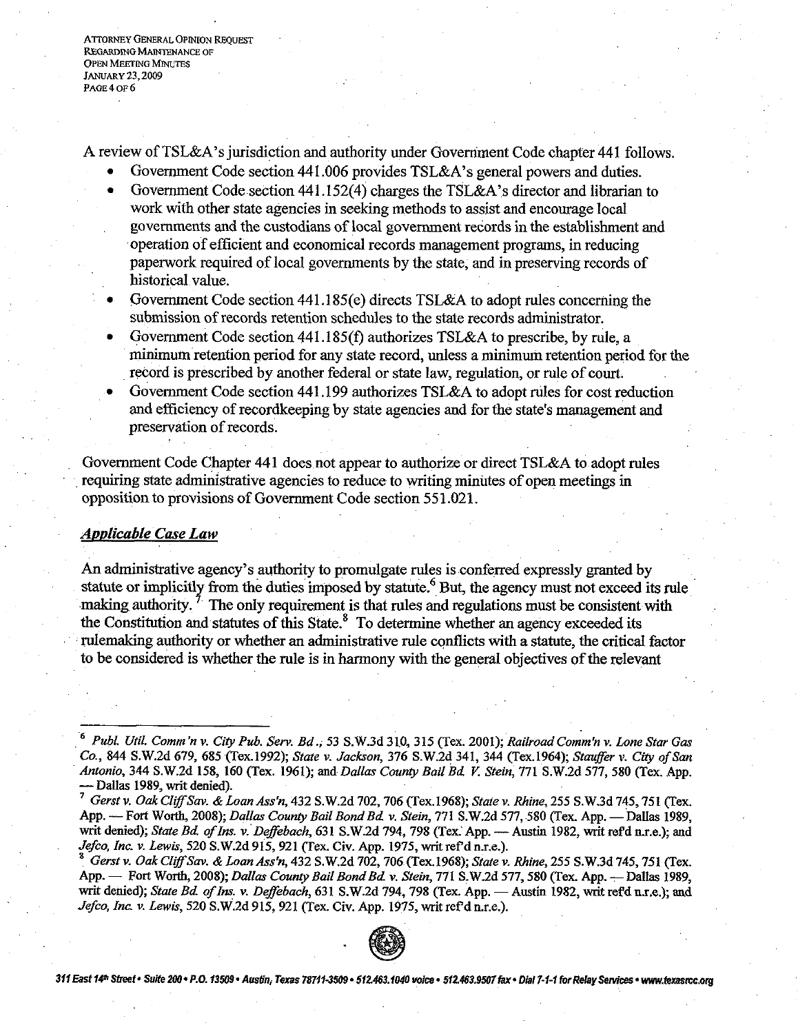A review of TSL&A's jurisdiction and authority under Government Code chapter 441 follows.

- Government Code section 441.006 provides TSL&A's general powers and duties.
- Government Code section 441.152(4) charges the TSL&A's director and librarian to work with other state agencies in seeking methods to assist and encourage local governments and the custodians of local government records in the establishment and operation of efficient and economical records management programs, in reducing paperwork required of local governments by the state, and in preserving records of historical value.
- Government Code section 441.185(e) directs TSL&A to adopt rules concerning the submission of records retention schedules to the state records administrator.
- Government Code section 441.185(f) authorizes TSL&A to prescribe, by rule, a minimum retention period for any state record, unless a minimum retention period for the record is prescribed by another federal or state law, regulation, or rule of court.
- Government Code section 441.199 authorizes TSL&A to adopt rules for cost reduction and efficiency of recordkeeping by state agencies and for the state's management and preservation of records.

Government Code Chapter 441 does not appear to authorize or direct TSL&A to adopt rules requiring state administrative agencies to reduce to writing minutes of open meetings in opposition to provisions of Government Code section 551.021.

***Applicable Case Law***

An administrative agency's authority to promulgate rules is conferred expressly granted by statute or implicitly from the duties imposed by statute.[6] But, the agency must not exceed its rule making authority.[7] The only requirement is that rules and regulations must be consistent with the Constitution and statutes of this State.[8] To determine whether an agency exceeded its rulemaking authority or whether an administrative rule conflicts with a statute, the critical factor to be considered is whether the rule is in harmony with the general objectives of the relevant

---

[6] *Publ. Util. Comm'n v. City Pub. Serv. Bd.*, 53 S.W.3d 310, 315 (Tex. 2001); *Railroad Comm'n v. Lone Star Gas Co.*, 844 S.W.2d 679, 685 (Tex.1992); *State v. Jackson*, 376 S.W.2d 341, 344 (Tex.1964); *Stauffer v. City of San Antonio*, 344 S.W.2d 158, 160 (Tex. 1961); and *Dallas County Bail Bd. V. Stein*, 771 S.W.2d 577, 580 (Tex. App. — Dallas 1989, writ denied).

[7] *Gerst v. Oak Cliff Sav. & Loan Ass'n*, 432 S.W.2d 702, 706 (Tex.1968); *State v. Rhine*, 255 S.W.3d 745, 751 (Tex. App. — Fort Worth, 2008); *Dallas County Bail Bond Bd. v. Stein*, 771 S.W.2d 577, 580 (Tex. App. — Dallas 1989, writ denied); *State Bd. of Ins. v. Deffebach*, 631 S.W.2d 794, 798 (Tex. App. — Austin 1982, writ ref'd n.r.e.); and *Jefco, Inc. v. Lewis*, 520 S.W.2d 915, 921 (Tex. Civ. App. 1975, writ ref'd n.r.e.).

[8] *Gerst v. Oak Cliff Sav. & Loan Ass'n*, 432 S.W.2d 702, 706 (Tex.1968); *State v. Rhine*, 255 S.W.3d 745, 751 (Tex. App. — Fort Worth, 2008); *Dallas County Bail Bond Bd. v. Stein*, 771 S.W.2d 577, 580 (Tex. App. — Dallas 1989, writ denied); *State Bd. of Ins. v. Deffebach*, 631 S.W.2d 794, 798 (Tex. App. — Austin 1982, writ ref'd n.r.e.); and *Jefco, Inc. v. Lewis*, 520 S.W.2d 915, 921 (Tex. Civ. App. 1975, writ ref'd n.r.e.).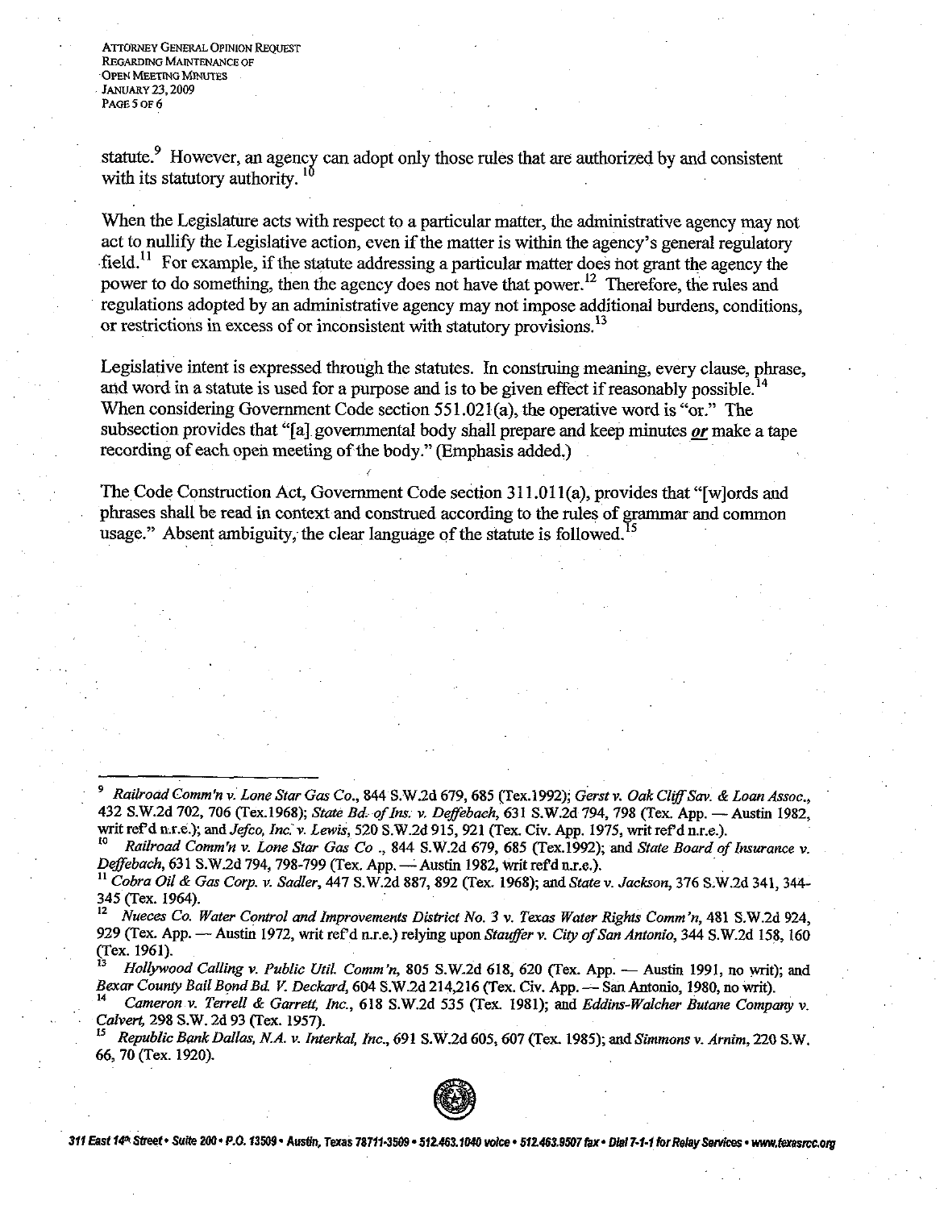statute.[9] However, an agency can adopt only those rules that are authorized by and consistent with its statutory authority.[10]

When the Legislature acts with respect to a particular matter, the administrative agency may not act to nullify the Legislative action, even if the matter is within the agency's general regulatory field.[11] For example, if the statute addressing a particular matter does not grant the agency the power to do something, then the agency does not have that power.[12] Therefore, the rules and regulations adopted by an administrative agency may not impose additional burdens, conditions, or restrictions in excess of or inconsistent with statutory provisions.[13]

Legislative intent is expressed through the statutes. In construing meaning, every clause, phrase, and word in a statute is used for a purpose and is to be given effect if reasonably possible.[14] When considering Government Code section 551.021(a), the operative word is "or." The subsection provides that "[a] governmental body shall prepare and keep minutes ***or*** make a tape recording of each open meeting of the body." (Emphasis added.)

The Code Construction Act, Government Code section 311.011(a), provides that "[w]ords and phrases shall be read in context and construed according to the rules of grammar and common usage." Absent ambiguity, the clear language of the statute is followed.[15]

---

[9] *Railroad Comm'n v. Lone Star Gas Co.*, 844 S.W.2d 679, 685 (Tex.1992); *Gerst v. Oak Cliff Sav. & Loan Assoc.*, 432 S.W.2d 702, 706 (Tex.1968); *State Bd. of Ins. v. Deffebach*, 631 S.W.2d 794, 798 (Tex. App. — Austin 1982, writ ref'd n.r.e.); and *Jefco, Inc. v. Lewis*, 520 S.W.2d 915, 921 (Tex. Civ. App. 1975, writ ref'd n.r.e.).

[10] *Railroad Comm'n v. Lone Star Gas Co .*, 844 S.W.2d 679, 685 (Tex.1992); and *State Board of Insurance v. Deffebach*, 631 S.W.2d 794, 798-799 (Tex. App. — Austin 1982, writ ref'd n.r.e.).

[11] *Cobra Oil & Gas Corp. v. Sadler*, 447 S.W.2d 887, 892 (Tex. 1968); and *State v. Jackson*, 376 S.W.2d 341, 344-345 (Tex. 1964).

[12] *Nueces Co. Water Control and Improvements District No. 3 v. Texas Water Rights Comm'n*, 481 S.W.2d 924, 929 (Tex. App. — Austin 1972, writ ref'd n.r.e.) relying upon *Stauffer v. City of San Antonio*, 344 S.W.2d 158, 160 (Tex. 1961).

[13] *Hollywood Calling v. Public Util. Comm'n*, 805 S.W.2d 618, 620 (Tex. App. — Austin 1991, no writ); and *Bexar County Bail Bond Bd. V. Deckard*, 604 S.W.2d 214,216 (Tex. Civ. App. — San Antonio, 1980, no writ).

[14] *Cameron v. Terrell & Garrett, Inc.*, 618 S.W.2d 535 (Tex. 1981); and *Eddins-Walcher Butane Company v. Calvert*, 298 S.W. 2d 93 (Tex. 1957).

[15] *Republic Bank Dallas, N.A. v. Interkal, Inc.*, 691 S.W.2d 605, 607 (Tex. 1985); and *Simmons v. Arnim*, 220 S.W. 66, 70 (Tex. 1920).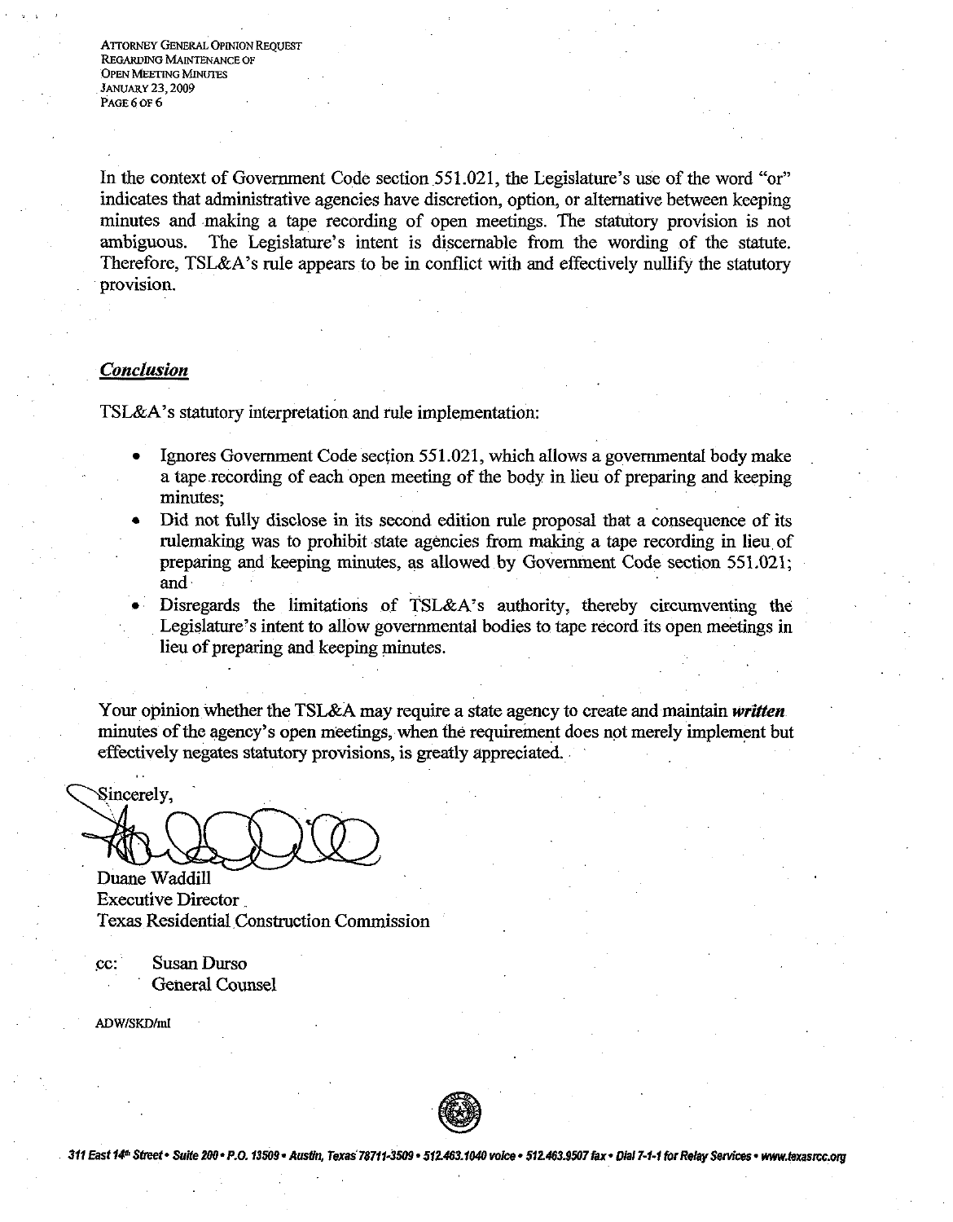In the context of Government Code section 551.021, the Legislature's use of the word "or" indicates that administrative agencies have discretion, option, or alternative between keeping minutes and making a tape recording of open meetings. The statutory provision is not ambiguous. The Legislature's intent is discernable from the wording of the statute. Therefore, TSL&A's rule appears to be in conflict with and effectively nullify the statutory provision.

## *Conclusion*

TSL&A's statutory interpretation and rule implementation:

- Ignores Government Code section 551.021, which allows a governmental body make a tape recording of each open meeting of the body in lieu of preparing and keeping minutes;
- Did not fully disclose in its second edition rule proposal that a consequence of its rulemaking was to prohibit state agencies from making a tape recording in lieu of preparing and keeping minutes, as allowed by Government Code section 551.021; and
- Disregards the limitations of TSL&A's authority, thereby circumventing the Legislature's intent to allow governmental bodies to tape record its open meetings in lieu of preparing and keeping minutes.

Your opinion whether the TSL&A may require a state agency to create and maintain ***written*** minutes of the agency's open meetings, when the requirement does not merely implement but effectively negates statutory provisions, is greatly appreciated.

Sincerely,

Duane Waddill
Executive Director
Texas Residential Construction Commission

cc: Susan Durso
General Counsel

ADW/SKD/ml

311 East 14th Street • Suite 200 • P.O. 13509 • Austin, Texas 78711-3509 • 512.463.1040 voice • 512.463.9507 fax • Dial 7-1-1 for Relay Services • www.texasrcc.org